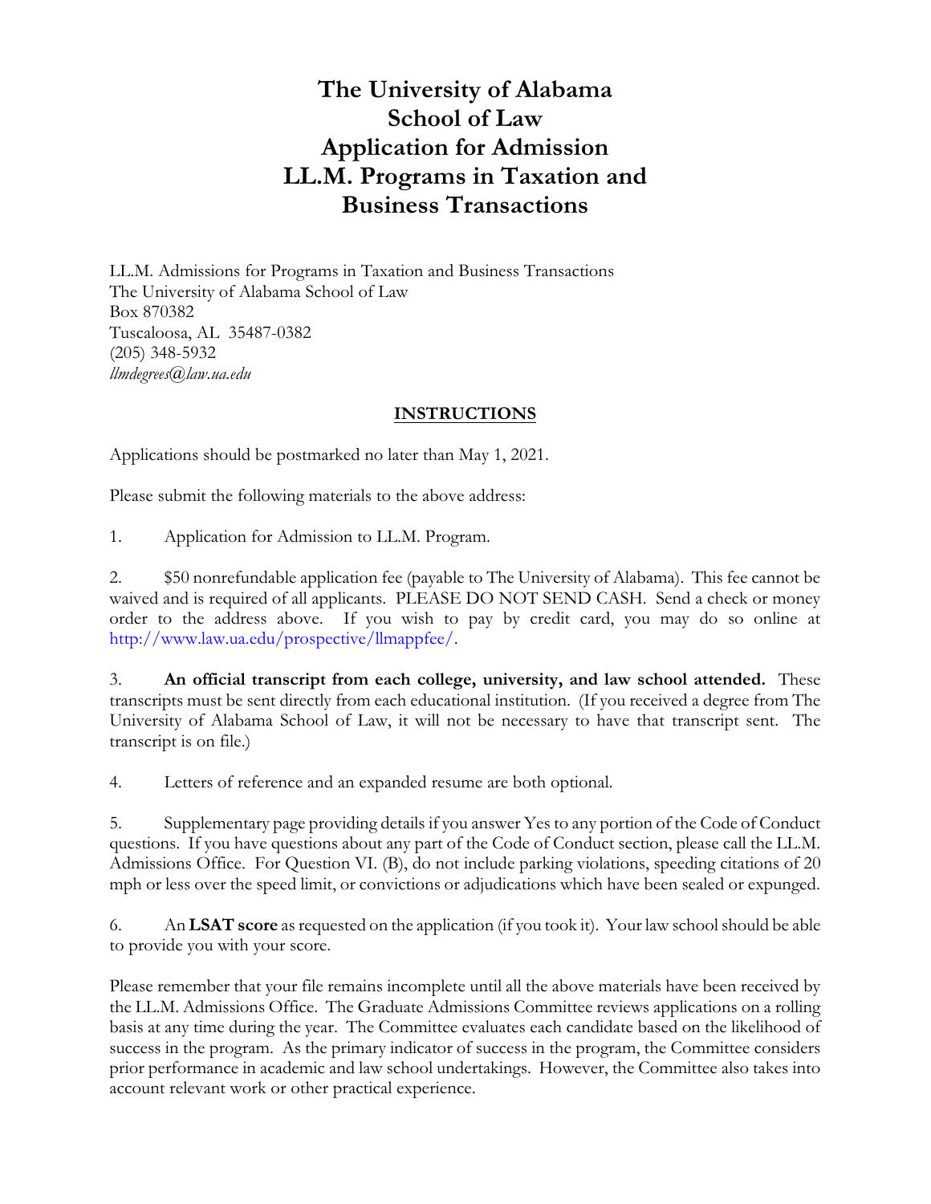# The University of Alabama School of Law Application for Admission LL.M. Programs in Taxation and Business Transactions

LL.M. Admissions for Programs in Taxation and Business Transactions
The University of Alabama School of Law
Box 870382
Tuscaloosa, AL 35487-0382
(205) 348-5932
*llmdegrees@law.ua.edu*

## INSTRUCTIONS

Applications should be postmarked no later than May 1, 2021.

Please submit the following materials to the above address:

1. Application for Admission to LL.M. Program.

2. $50 nonrefundable application fee (payable to The University of Alabama). This fee cannot be waived and is required of all applicants. PLEASE DO NOT SEND CASH. Send a check or money order to the address above. If you wish to pay by credit card, you may do so online at http://www.law.ua.edu/prospective/llmappfee/.

3. **An official transcript from each college, university, and law school attended.** These transcripts must be sent directly from each educational institution. (If you received a degree from The University of Alabama School of Law, it will not be necessary to have that transcript sent. The transcript is on file.)

4. Letters of reference and an expanded resume are both optional.

5. Supplementary page providing details if you answer Yes to any portion of the Code of Conduct questions. If you have questions about any part of the Code of Conduct section, please call the LL.M. Admissions Office. For Question VI. (B), do not include parking violations, speeding citations of 20 mph or less over the speed limit, or convictions or adjudications which have been sealed or expunged.

6. An **LSAT score** as requested on the application (if you took it). Your law school should be able to provide you with your score.

Please remember that your file remains incomplete until all the above materials have been received by the LL.M. Admissions Office. The Graduate Admissions Committee reviews applications on a rolling basis at any time during the year. The Committee evaluates each candidate based on the likelihood of success in the program. As the primary indicator of success in the program, the Committee considers prior performance in academic and law school undertakings. However, the Committee also takes into account relevant work or other practical experience.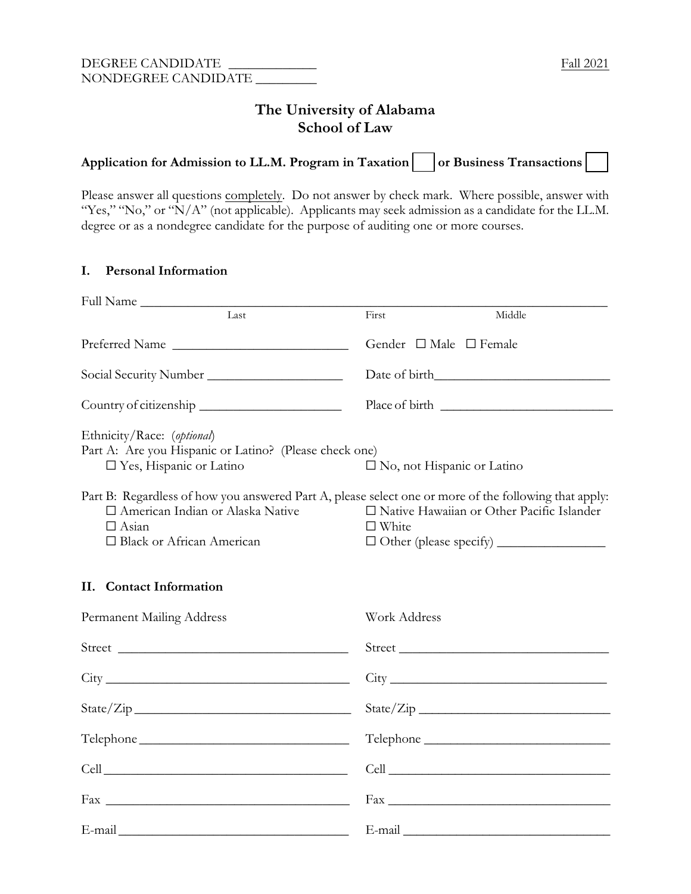DEGREE CANDIDATE ____________
NONDEGREE CANDIDATE _________

Fall 2021

# The University of Alabama
# School of Law

**Application for Admission to LL.M. Program in Taxation ☐ or Business Transactions ☐**

Please answer all questions completely. Do not answer by check mark. Where possible, answer with "Yes," "No," or "N/A" (not applicable). Applicants may seek admission as a candidate for the LL.M. degree or as a nondegree candidate for the purpose of auditing one or more courses.

## I. Personal Information

Full Name ______________________________________________________________
Last First Middle

Preferred Name __________________________ Gender ☐ Male ☐ Female

Social Security Number ____________________ Date of birth__________________________

Country of citizenship _____________________ Place of birth __________________________

Ethnicity/Race: (*optional*)

Part A: Are you Hispanic or Latino? (Please check one)

☐ Yes, Hispanic or Latino ☐ No, not Hispanic or Latino

Part B: Regardless of how you answered Part A, please select one or more of the following that apply:

☐ American Indian or Alaska Native
☐ Native Hawaiian or Other Pacific Islander
☐ Asian
☐ White
☐ Black or African American
☐ Other (please specify) ________________

## II. Contact Information

| Permanent Mailing Address | Work Address |
|---|---|
| Street ______________________________ | Street ______________________________ |
| City ______________________________ | City ______________________________ |
| State/Zip ______________________________ | State/Zip ______________________________ |
| Telephone ______________________________ | Telephone ______________________________ |
| Cell ______________________________ | Cell ______________________________ |
| Fax ______________________________ | Fax ______________________________ |
| E-mail ______________________________ | E-mail ______________________________ |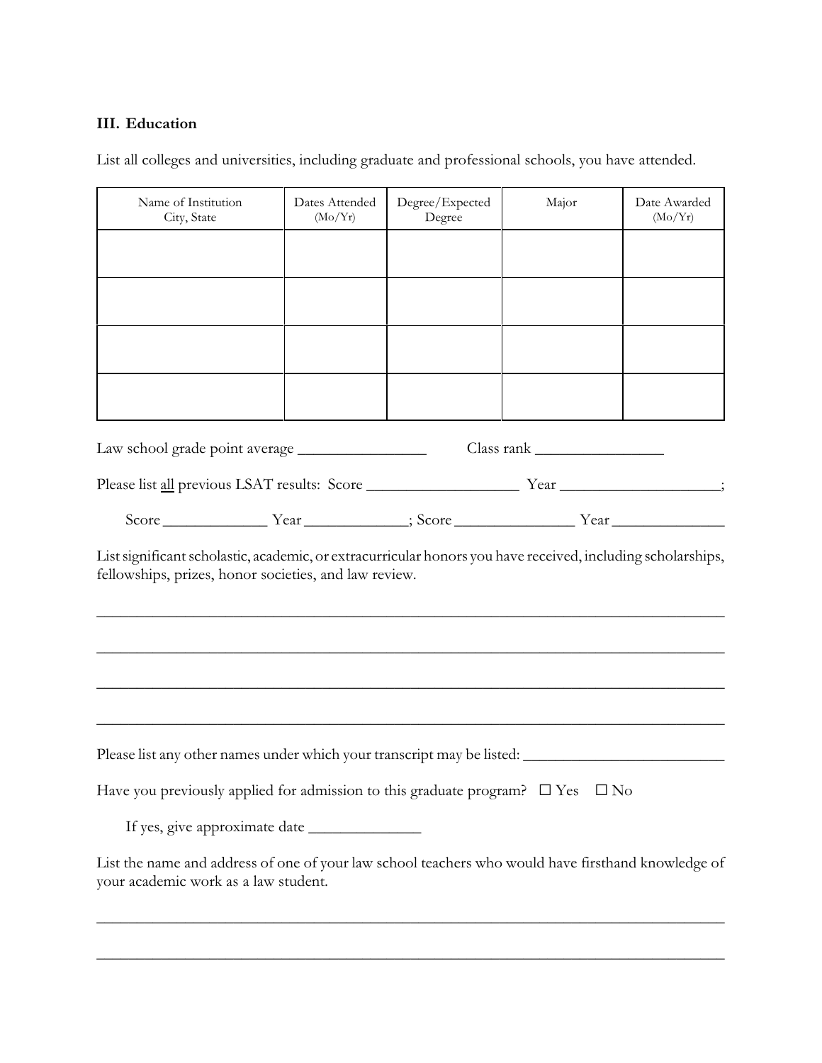### III. Education

List all colleges and universities, including graduate and professional schools, you have attended.

| Name of Institution City, State | Dates Attended (Mo/Yr) | Degree/Expected Degree | Major | Date Awarded (Mo/Yr) |
|---|---|---|---|---|
| | | | | |
| | | | | |
| | | | | |
| | | | | |

Law school grade point average ________________ Class rank ________________

Please list <u>all</u> previous LSAT results: Score ___________________ Year ___________________;

Score _____________ Year _____________; Score _______________ Year ______________

List significant scholastic, academic, or extracurricular honors you have received, including scholarships, fellowships, prizes, honor societies, and law review.

_______________________________________________________________________________

_______________________________________________________________________________

_______________________________________________________________________________

_______________________________________________________________________________

Please list any other names under which your transcript may be listed: _________________________

Have you previously applied for admission to this graduate program? ☐ Yes ☐ No

If yes, give approximate date ______________

List the name and address of one of your law school teachers who would have firsthand knowledge of your academic work as a law student.

_______________________________________________________________________________

_______________________________________________________________________________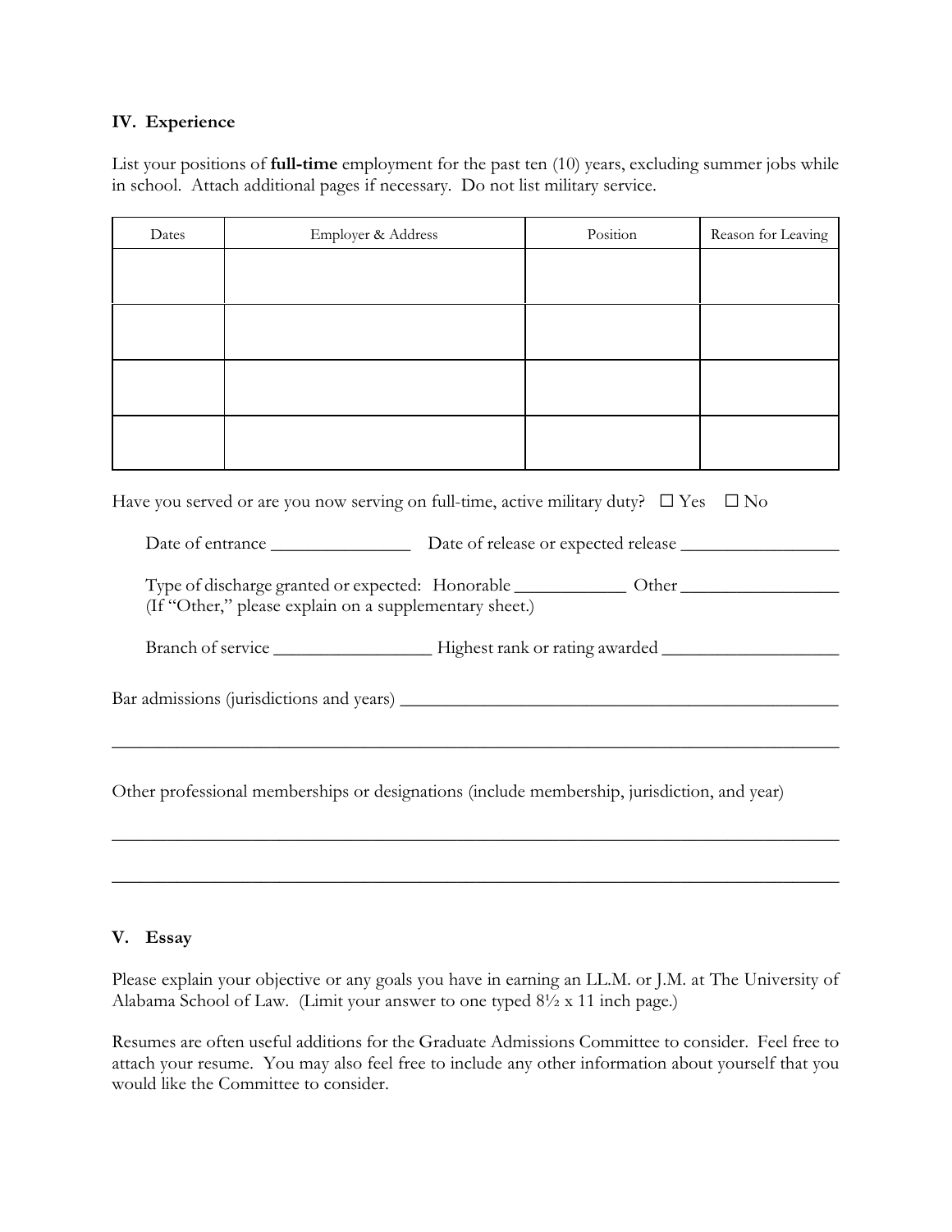## IV. Experience

List your positions of **full-time** employment for the past ten (10) years, excluding summer jobs while in school. Attach additional pages if necessary. Do not list military service.

| Dates | Employer & Address | Position | Reason for Leaving |
|---|---|---|---|
| | | | |
| | | | |
| | | | |
| | | | |

Have you served or are you now serving on full-time, active military duty? ☐ Yes ☐ No

Date of entrance _______________ Date of release or expected release _________________

Type of discharge granted or expected: Honorable ____________ Other _________________
(If "Other," please explain on a supplementary sheet.)

Branch of service _________________ Highest rank or rating awarded ___________________

Bar admissions (jurisdictions and years) ________________________________________________

_____________________________________________________________________________

Other professional memberships or designations (include membership, jurisdiction, and year)

_____________________________________________________________________________

_____________________________________________________________________________

## V. Essay

Please explain your objective or any goals you have in earning an LL.M. or J.M. at The University of Alabama School of Law. (Limit your answer to one typed 8½ x 11 inch page.)

Resumes are often useful additions for the Graduate Admissions Committee to consider. Feel free to attach your resume. You may also feel free to include any other information about yourself that you would like the Committee to consider.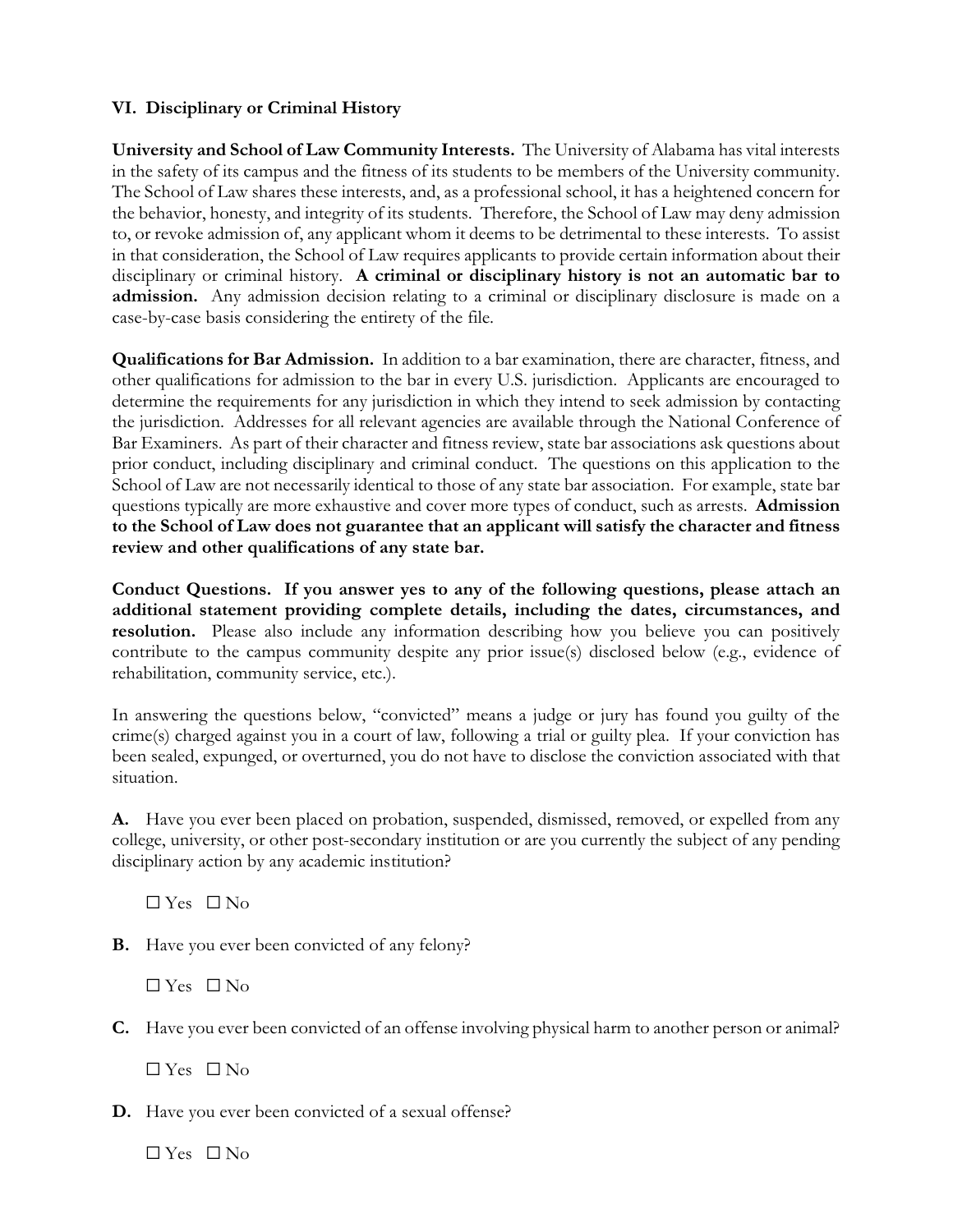### VI. Disciplinary or Criminal History

**University and School of Law Community Interests.** The University of Alabama has vital interests in the safety of its campus and the fitness of its students to be members of the University community. The School of Law shares these interests, and, as a professional school, it has a heightened concern for the behavior, honesty, and integrity of its students. Therefore, the School of Law may deny admission to, or revoke admission of, any applicant whom it deems to be detrimental to these interests. To assist in that consideration, the School of Law requires applicants to provide certain information about their disciplinary or criminal history. **A criminal or disciplinary history is not an automatic bar to admission.** Any admission decision relating to a criminal or disciplinary disclosure is made on a case-by-case basis considering the entirety of the file.

**Qualifications for Bar Admission.** In addition to a bar examination, there are character, fitness, and other qualifications for admission to the bar in every U.S. jurisdiction. Applicants are encouraged to determine the requirements for any jurisdiction in which they intend to seek admission by contacting the jurisdiction. Addresses for all relevant agencies are available through the National Conference of Bar Examiners. As part of their character and fitness review, state bar associations ask questions about prior conduct, including disciplinary and criminal conduct. The questions on this application to the School of Law are not necessarily identical to those of any state bar association. For example, state bar questions typically are more exhaustive and cover more types of conduct, such as arrests. **Admission to the School of Law does not guarantee that an applicant will satisfy the character and fitness review and other qualifications of any state bar.**

**Conduct Questions. If you answer yes to any of the following questions, please attach an additional statement providing complete details, including the dates, circumstances, and resolution.** Please also include any information describing how you believe you can positively contribute to the campus community despite any prior issue(s) disclosed below (e.g., evidence of rehabilitation, community service, etc.).

In answering the questions below, "convicted" means a judge or jury has found you guilty of the crime(s) charged against you in a court of law, following a trial or guilty plea. If your conviction has been sealed, expunged, or overturned, you do not have to disclose the conviction associated with that situation.

**A.** Have you ever been placed on probation, suspended, dismissed, removed, or expelled from any college, university, or other post-secondary institution or are you currently the subject of any pending disciplinary action by any academic institution?

☐ Yes ☐ No

**B.** Have you ever been convicted of any felony?

☐ Yes ☐ No

**C.** Have you ever been convicted of an offense involving physical harm to another person or animal?

☐ Yes ☐ No

**D.** Have you ever been convicted of a sexual offense?

☐ Yes ☐ No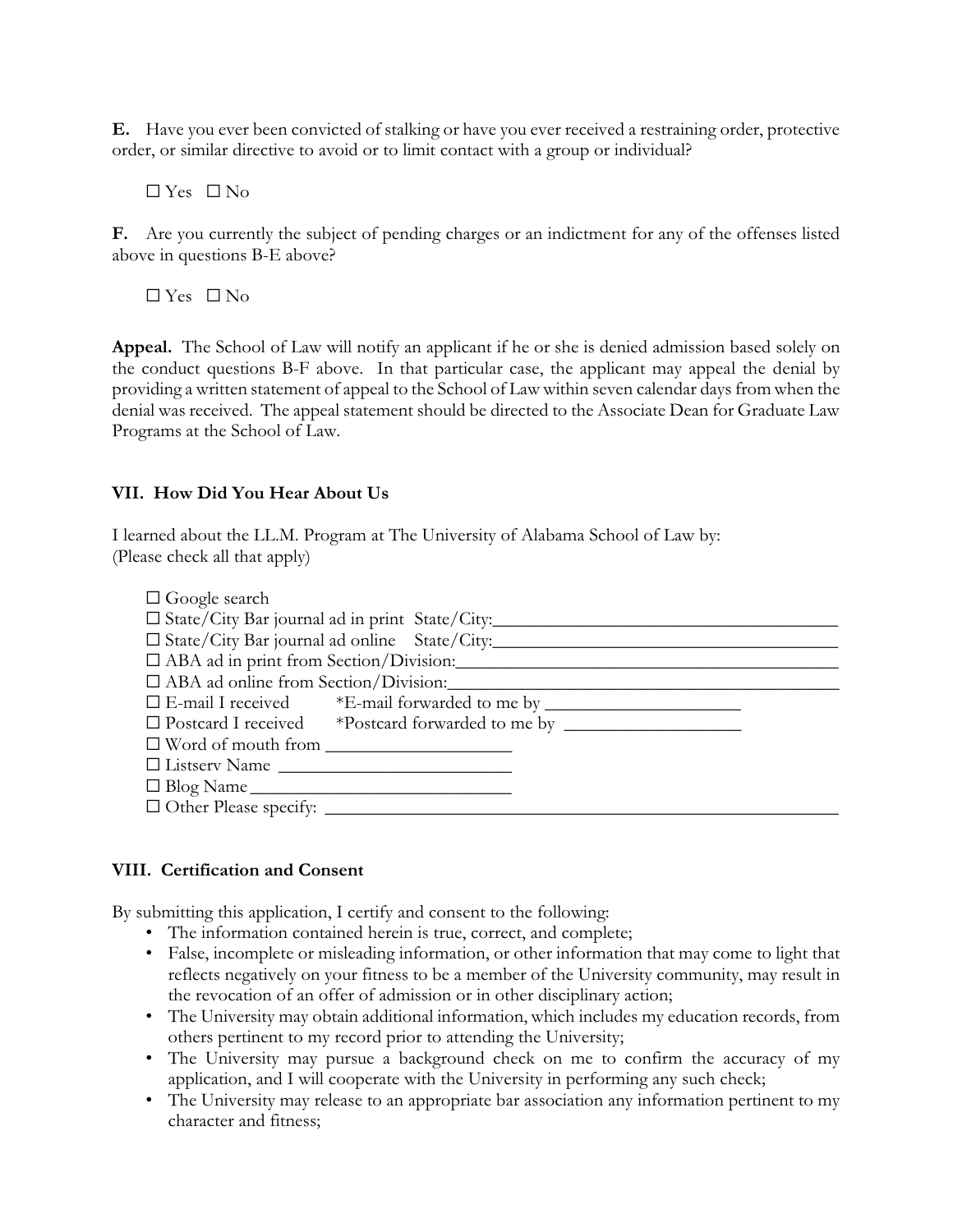**E.** Have you ever been convicted of stalking or have you ever received a restraining order, protective order, or similar directive to avoid or to limit contact with a group or individual?

☐ Yes ☐ No

**F.** Are you currently the subject of pending charges or an indictment for any of the offenses listed above in questions B-E above?

☐ Yes ☐ No

**Appeal.** The School of Law will notify an applicant if he or she is denied admission based solely on the conduct questions B-F above. In that particular case, the applicant may appeal the denial by providing a written statement of appeal to the School of Law within seven calendar days from when the denial was received. The appeal statement should be directed to the Associate Dean for Graduate Law Programs at the School of Law.

## VII. How Did You Hear About Us

I learned about the LL.M. Program at The University of Alabama School of Law by:
(Please check all that apply)

☐ Google search
☐ State/City Bar journal ad in print State/City:_______________________________________
☐ State/City Bar journal ad online State/City:_______________________________________
☐ ABA ad in print from Section/Division:_______________________________________
☐ ABA ad online from Section/Division:_______________________________________
☐ E-mail I received *E-mail forwarded to me by _____________________
☐ Postcard I received *Postcard forwarded to me by ___________________
☐ Word of mouth from ____________________
☐ Listserv Name _________________________
☐ Blog Name ____________________________
☐ Other Please specify: _________________________________________________________

## VIII. Certification and Consent

By submitting this application, I certify and consent to the following:

- The information contained herein is true, correct, and complete;
- False, incomplete or misleading information, or other information that may come to light that reflects negatively on your fitness to be a member of the University community, may result in the revocation of an offer of admission or in other disciplinary action;
- The University may obtain additional information, which includes my education records, from others pertinent to my record prior to attending the University;
- The University may pursue a background check on me to confirm the accuracy of my application, and I will cooperate with the University in performing any such check;
- The University may release to an appropriate bar association any information pertinent to my character and fitness;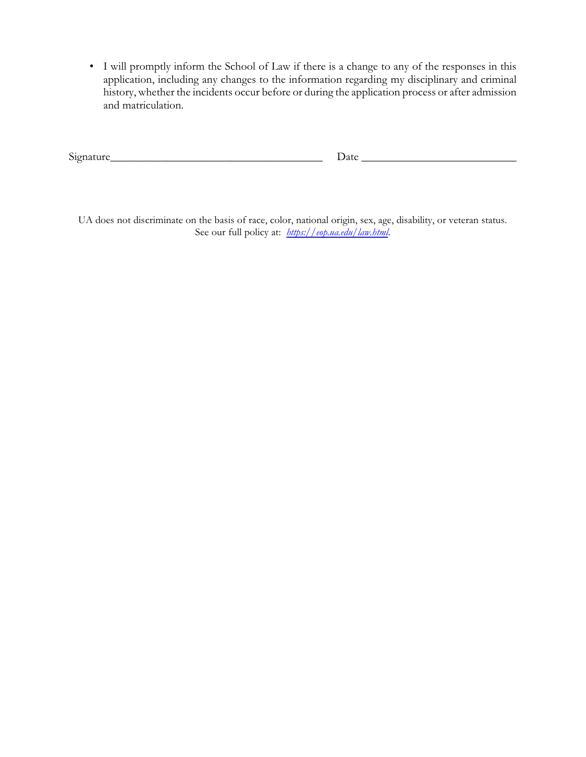- I will promptly inform the School of Law if there is a change to any of the responses in this application, including any changes to the information regarding my disciplinary and criminal history, whether the incidents occur before or during the application process or after admission and matriculation.

Signature_____________________________________ Date ___________________________

UA does not discriminate on the basis of race, color, national origin, sex, age, disability, or veteran status. See our full policy at: *https://eop.ua.edu/law.html*.